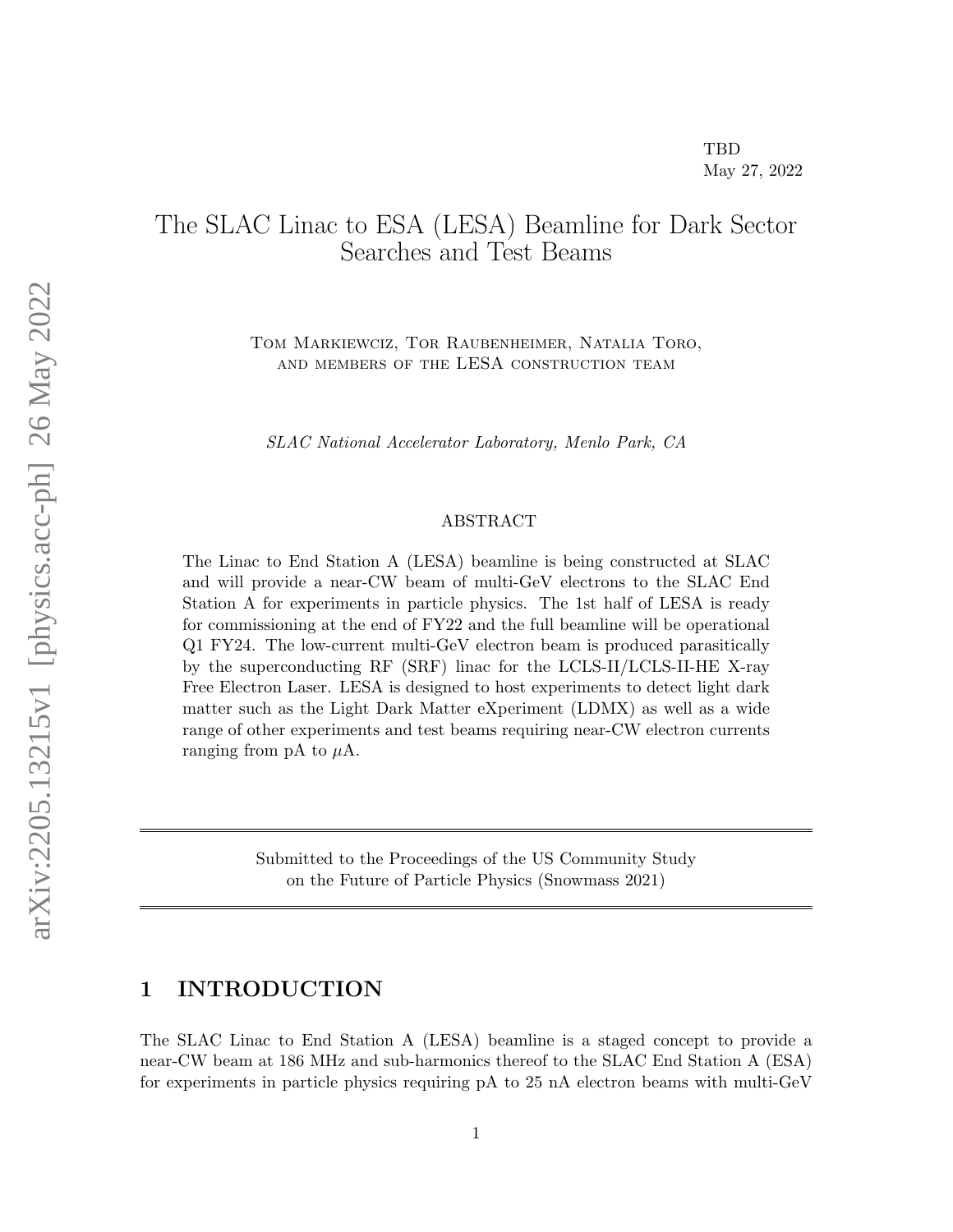TBD
May 27, 2022

# The SLAC Linac to ESA (LESA) Beamline for Dark Sector Searches and Test Beams

Tom Markiewciz, Tor Raubenheimer, Natalia Toro,
and members of the LESA construction team

*SLAC National Accelerator Laboratory, Menlo Park, CA*

## ABSTRACT

The Linac to End Station A (LESA) beamline is being constructed at SLAC and will provide a near-CW beam of multi-GeV electrons to the SLAC End Station A for experiments in particle physics. The 1st half of LESA is ready for commissioning at the end of FY22 and the full beamline will be operational Q1 FY24. The low-current multi-GeV electron beam is produced parasitically by the superconducting RF (SRF) linac for the LCLS-II/LCLS-II-HE X-ray Free Electron Laser. LESA is designed to host experiments to detect light dark matter such as the Light Dark Matter eXperiment (LDMX) as well as a wide range of other experiments and test beams requiring near-CW electron currents ranging from pA to $\mu$A.

Submitted to the Proceedings of the US Community Study
on the Future of Particle Physics (Snowmass 2021)

## 1 INTRODUCTION

The SLAC Linac to End Station A (LESA) beamline is a staged concept to provide a near-CW beam at 186 MHz and sub-harmonics thereof to the SLAC End Station A (ESA) for experiments in particle physics requiring pA to 25 nA electron beams with multi-GeV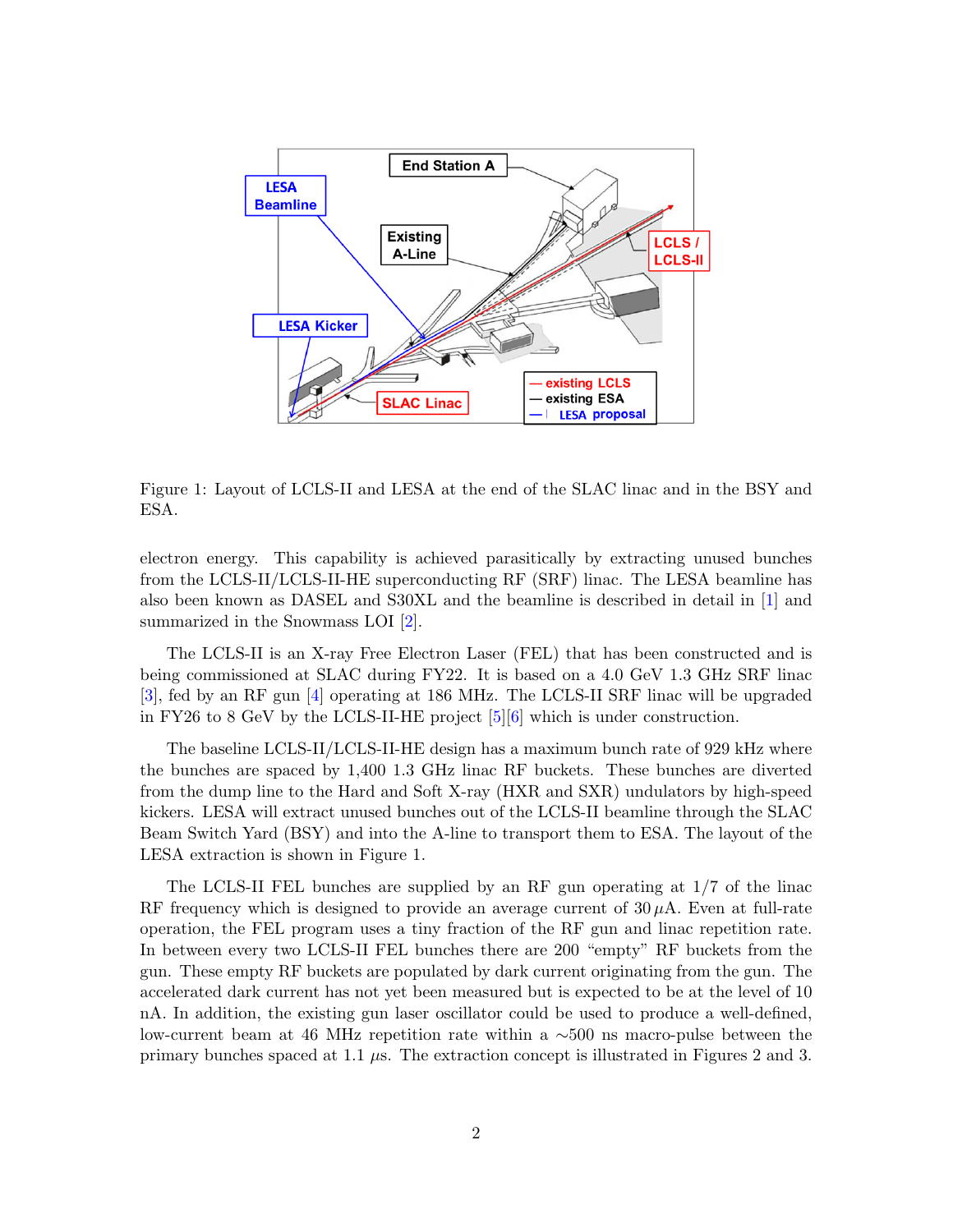Figure 1: Layout of LCLS-II and LESA at the end of the SLAC linac and in the BSY and ESA.

electron energy. This capability is achieved parasitically by extracting unused bunches from the LCLS-II/LCLS-II-HE superconducting RF (SRF) linac. The LESA beamline has also been known as DASEL and S30XL and the beamline is described in detail in [1] and summarized in the Snowmass LOI [2].

The LCLS-II is an X-ray Free Electron Laser (FEL) that has been constructed and is being commissioned at SLAC during FY22. It is based on a 4.0 GeV 1.3 GHz SRF linac [3], fed by an RF gun [4] operating at 186 MHz. The LCLS-II SRF linac will be upgraded in FY26 to 8 GeV by the LCLS-II-HE project [5][6] which is under construction.

The baseline LCLS-II/LCLS-II-HE design has a maximum bunch rate of 929 kHz where the bunches are spaced by 1,400 1.3 GHz linac RF buckets. These bunches are diverted from the dump line to the Hard and Soft X-ray (HXR and SXR) undulators by high-speed kickers. LESA will extract unused bunches out of the LCLS-II beamline through the SLAC Beam Switch Yard (BSY) and into the A-line to transport them to ESA. The layout of the LESA extraction is shown in Figure 1.

The LCLS-II FEL bunches are supplied by an RF gun operating at 1/7 of the linac RF frequency which is designed to provide an average current of 30 $\mu$A. Even at full-rate operation, the FEL program uses a tiny fraction of the RF gun and linac repetition rate. In between every two LCLS-II FEL bunches there are 200 "empty" RF buckets from the gun. These empty RF buckets are populated by dark current originating from the gun. The accelerated dark current has not yet been measured but is expected to be at the level of 10 nA. In addition, the existing gun laser oscillator could be used to produce a well-defined, low-current beam at 46 MHz repetition rate within a $\sim$500 ns macro-pulse between the primary bunches spaced at 1.1 $\mu$s. The extraction concept is illustrated in Figures 2 and 3.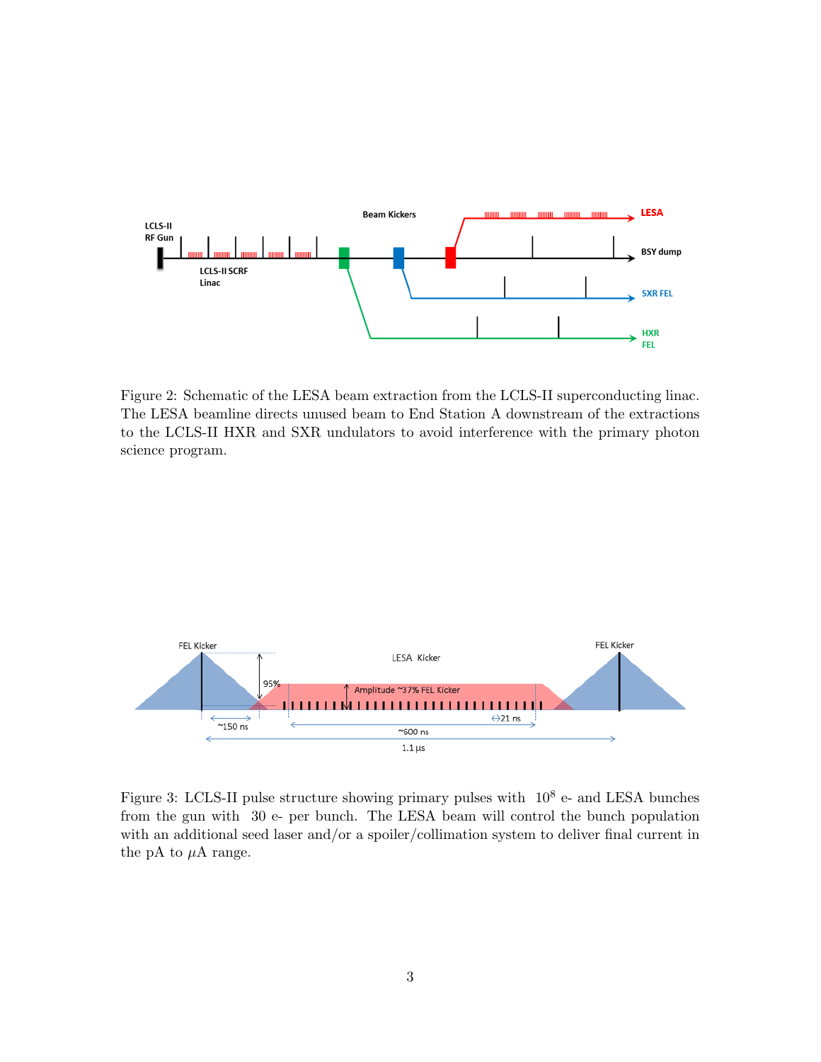Figure 2: Schematic of the LESA beam extraction from the LCLS-II superconducting linac. The LESA beamline directs unused beam to End Station A downstream of the extractions to the LCLS-II HXR and SXR undulators to avoid interference with the primary photon science program.

Figure 3: LCLS-II pulse structure showing primary pulses with $10^8$ e- and LESA bunches from the gun with 30 e- per bunch. The LESA beam will control the bunch population with an additional seed laser and/or a spoiler/collimation system to deliver final current in the pA to $\mu$A range.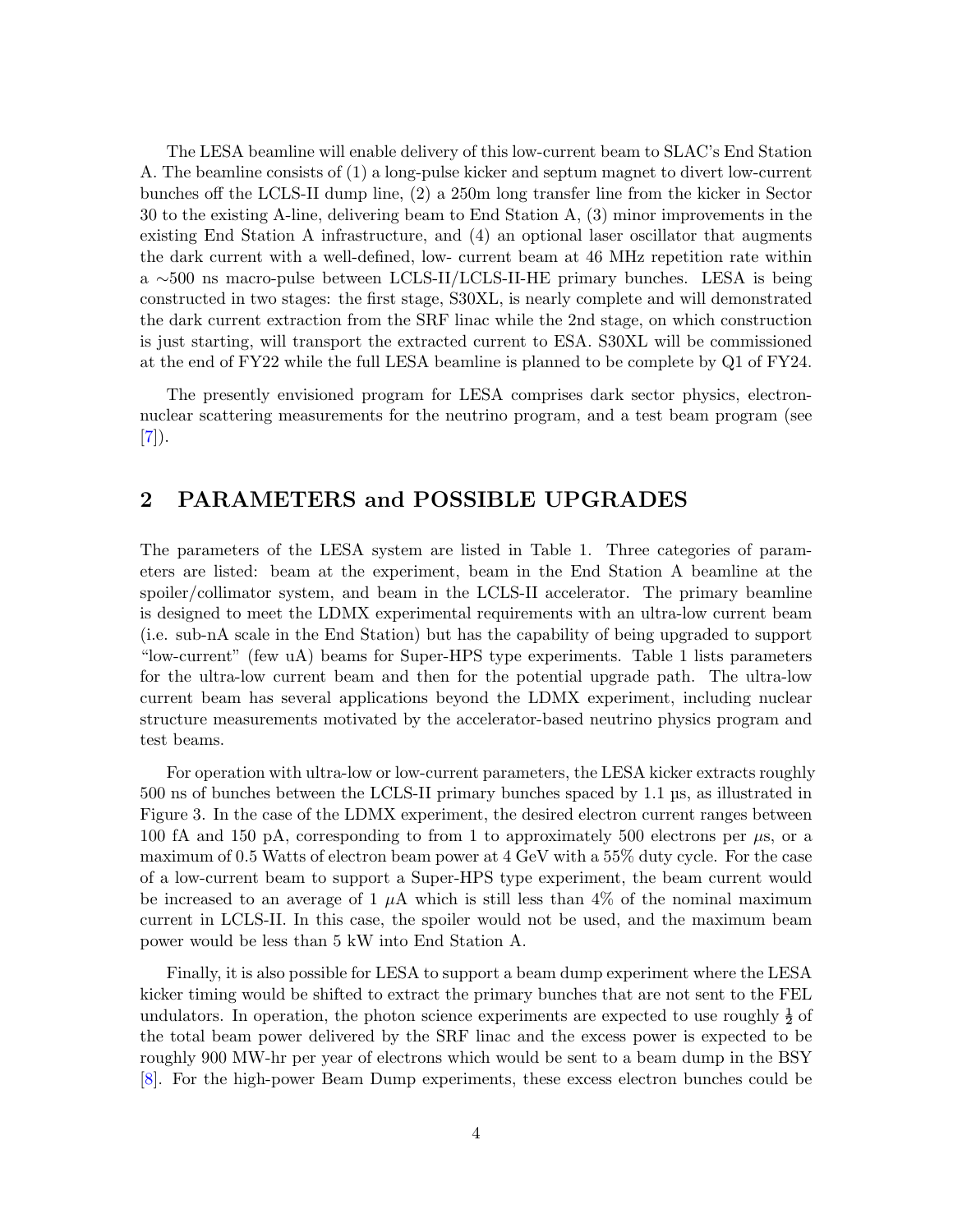The LESA beamline will enable delivery of this low-current beam to SLAC's End Station A. The beamline consists of (1) a long-pulse kicker and septum magnet to divert low-current bunches off the LCLS-II dump line, (2) a 250m long transfer line from the kicker in Sector 30 to the existing A-line, delivering beam to End Station A, (3) minor improvements in the existing End Station A infrastructure, and (4) an optional laser oscillator that augments the dark current with a well-defined, low- current beam at 46 MHz repetition rate within a $\sim$500 ns macro-pulse between LCLS-II/LCLS-II-HE primary bunches. LESA is being constructed in two stages: the first stage, S30XL, is nearly complete and will demonstrated the dark current extraction from the SRF linac while the 2nd stage, on which construction is just starting, will transport the extracted current to ESA. S30XL will be commissioned at the end of FY22 while the full LESA beamline is planned to be complete by Q1 of FY24.

The presently envisioned program for LESA comprises dark sector physics, electron-nuclear scattering measurements for the neutrino program, and a test beam program (see [7]).

## 2 PARAMETERS and POSSIBLE UPGRADES

The parameters of the LESA system are listed in Table 1. Three categories of parameters are listed: beam at the experiment, beam in the End Station A beamline at the spoiler/collimator system, and beam in the LCLS-II accelerator. The primary beamline is designed to meet the LDMX experimental requirements with an ultra-low current beam (i.e. sub-nA scale in the End Station) but has the capability of being upgraded to support "low-current" (few uA) beams for Super-HPS type experiments. Table 1 lists parameters for the ultra-low current beam and then for the potential upgrade path. The ultra-low current beam has several applications beyond the LDMX experiment, including nuclear structure measurements motivated by the accelerator-based neutrino physics program and test beams.

For operation with ultra-low or low-current parameters, the LESA kicker extracts roughly 500 ns of bunches between the LCLS-II primary bunches spaced by 1.1 µs, as illustrated in Figure 3. In the case of the LDMX experiment, the desired electron current ranges between 100 fA and 150 pA, corresponding to from 1 to approximately 500 electrons per $\mu$s, or a maximum of 0.5 Watts of electron beam power at 4 GeV with a 55% duty cycle. For the case of a low-current beam to support a Super-HPS type experiment, the beam current would be increased to an average of 1 $\mu$A which is still less than 4% of the nominal maximum current in LCLS-II. In this case, the spoiler would not be used, and the maximum beam power would be less than 5 kW into End Station A.

Finally, it is also possible for LESA to support a beam dump experiment where the LESA kicker timing would be shifted to extract the primary bunches that are not sent to the FEL undulators. In operation, the photon science experiments are expected to use roughly $\frac{1}{2}$ of the total beam power delivered by the SRF linac and the excess power is expected to be roughly 900 MW-hr per year of electrons which would be sent to a beam dump in the BSY [8]. For the high-power Beam Dump experiments, these excess electron bunches could be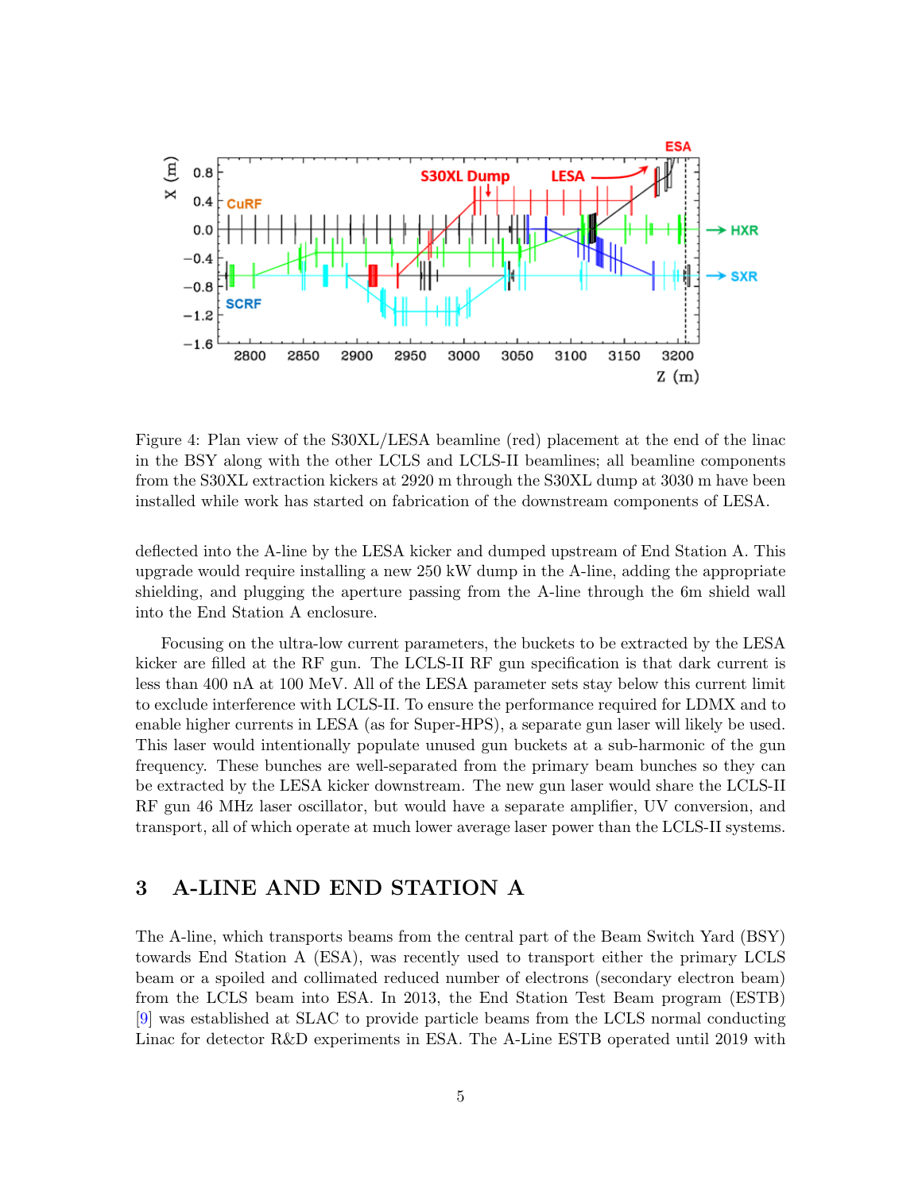Figure 4: Plan view of the S30XL/LESA beamline (red) placement at the end of the linac in the BSY along with the other LCLS and LCLS-II beamlines; all beamline components from the S30XL extraction kickers at 2920 m through the S30XL dump at 3030 m have been installed while work has started on fabrication of the downstream components of LESA.

deflected into the A-line by the LESA kicker and dumped upstream of End Station A. This upgrade would require installing a new 250 kW dump in the A-line, adding the appropriate shielding, and plugging the aperture passing from the A-line through the 6m shield wall into the End Station A enclosure.

Focusing on the ultra-low current parameters, the buckets to be extracted by the LESA kicker are filled at the RF gun. The LCLS-II RF gun specification is that dark current is less than 400 nA at 100 MeV. All of the LESA parameter sets stay below this current limit to exclude interference with LCLS-II. To ensure the performance required for LDMX and to enable higher currents in LESA (as for Super-HPS), a separate gun laser will likely be used. This laser would intentionally populate unused gun buckets at a sub-harmonic of the gun frequency. These bunches are well-separated from the primary beam bunches so they can be extracted by the LESA kicker downstream. The new gun laser would share the LCLS-II RF gun 46 MHz laser oscillator, but would have a separate amplifier, UV conversion, and transport, all of which operate at much lower average laser power than the LCLS-II systems.

## 3 A-LINE AND END STATION A

The A-line, which transports beams from the central part of the Beam Switch Yard (BSY) towards End Station A (ESA), was recently used to transport either the primary LCLS beam or a spoiled and collimated reduced number of electrons (secondary electron beam) from the LCLS beam into ESA. In 2013, the End Station Test Beam program (ESTB) [9] was established at SLAC to provide particle beams from the LCLS normal conducting Linac for detector R&D experiments in ESA. The A-Line ESTB operated until 2019 with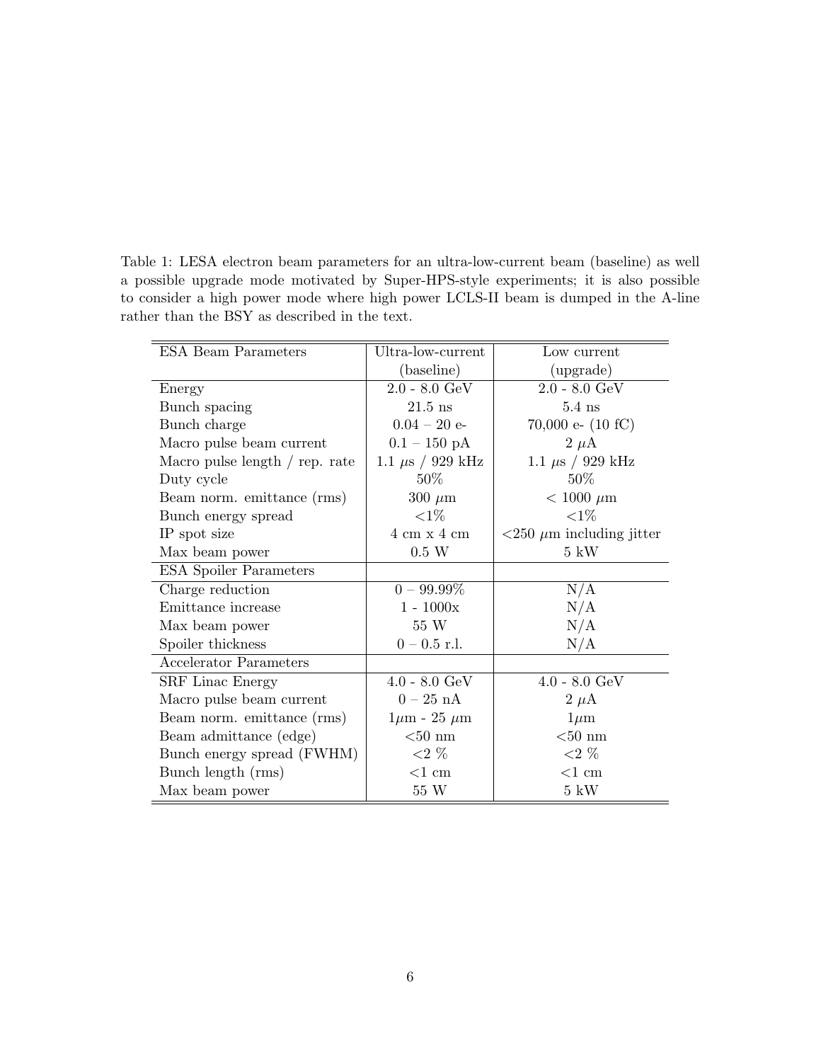Table 1: LESA electron beam parameters for an ultra-low-current beam (baseline) as well a possible upgrade mode motivated by Super-HPS-style experiments; it is also possible to consider a high power mode where high power LCLS-II beam is dumped in the A-line rather than the BSY as described in the text.

| ESA Beam Parameters | Ultra-low-current (baseline) | Low current (upgrade) |
|---|---|---|
| Energy | 2.0 - 8.0 GeV | 2.0 - 8.0 GeV |
| Bunch spacing | 21.5 ns | 5.4 ns |
| Bunch charge | 0.04 – 20 e- | 70,000 e- (10 fC) |
| Macro pulse beam current | 0.1 – 150 pA | 2 $\mu$A |
| Macro pulse length / rep. rate | 1.1 $\mu$s / 929 kHz | 1.1 $\mu$s / 929 kHz |
| Duty cycle | 50% | 50% |
| Beam norm. emittance (rms) | 300 $\mu$m | < 1000 $\mu$m |
| Bunch energy spread | <1% | <1% |
| IP spot size | 4 cm x 4 cm | <250 $\mu$m including jitter |
| Max beam power | 0.5 W | 5 kW |
| **ESA Spoiler Parameters** | | |
| Charge reduction | 0 – 99.99% | N/A |
| Emittance increase | 1 - 1000x | N/A |
| Max beam power | 55 W | N/A |
| Spoiler thickness | 0 – 0.5 r.l. | N/A |
| **Accelerator Parameters** | | |
| SRF Linac Energy | 4.0 - 8.0 GeV | 4.0 - 8.0 GeV |
| Macro pulse beam current | 0 – 25 nA | 2 $\mu$A |
| Beam norm. emittance (rms) | 1$\mu$m - 25 $\mu$m | 1$\mu$m |
| Beam admittance (edge) | <50 nm | <50 nm |
| Bunch energy spread (FWHM) | <2 % | <2 % |
| Bunch length (rms) | <1 cm | <1 cm |
| Max beam power | 55 W | 5 kW |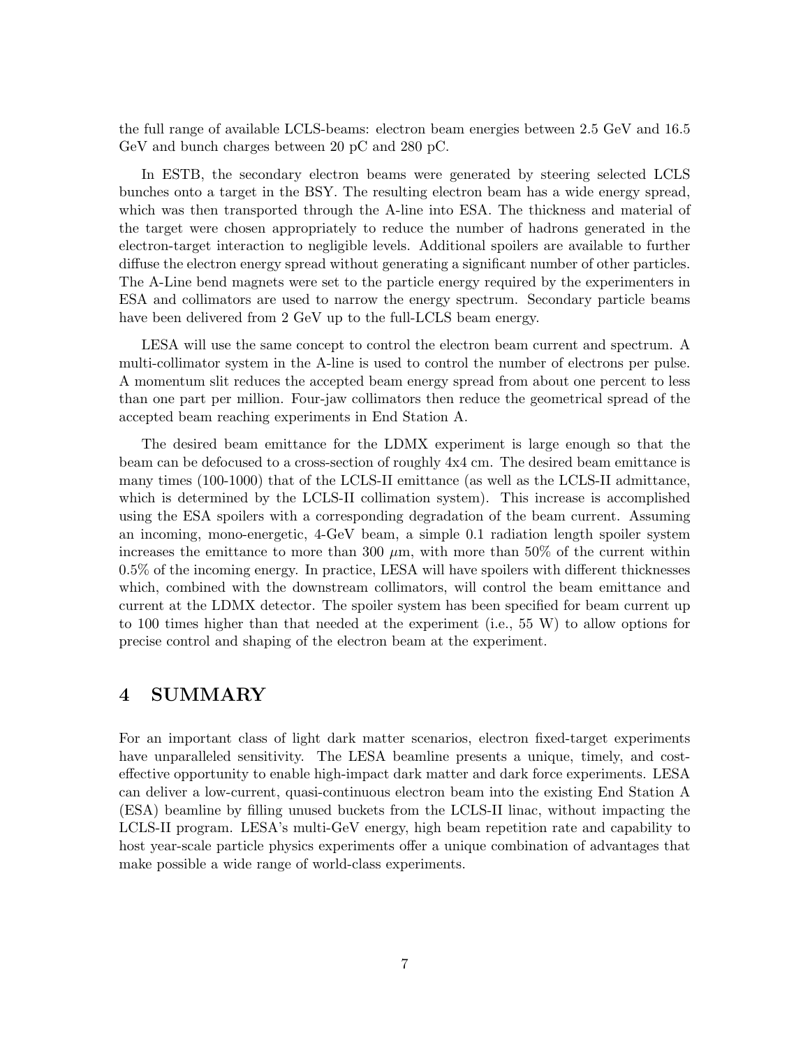the full range of available LCLS-beams: electron beam energies between 2.5 GeV and 16.5 GeV and bunch charges between 20 pC and 280 pC.

In ESTB, the secondary electron beams were generated by steering selected LCLS bunches onto a target in the BSY. The resulting electron beam has a wide energy spread, which was then transported through the A-line into ESA. The thickness and material of the target were chosen appropriately to reduce the number of hadrons generated in the electron-target interaction to negligible levels. Additional spoilers are available to further diffuse the electron energy spread without generating a significant number of other particles. The A-Line bend magnets were set to the particle energy required by the experimenters in ESA and collimators are used to narrow the energy spectrum. Secondary particle beams have been delivered from 2 GeV up to the full-LCLS beam energy.

LESA will use the same concept to control the electron beam current and spectrum. A multi-collimator system in the A-line is used to control the number of electrons per pulse. A momentum slit reduces the accepted beam energy spread from about one percent to less than one part per million. Four-jaw collimators then reduce the geometrical spread of the accepted beam reaching experiments in End Station A.

The desired beam emittance for the LDMX experiment is large enough so that the beam can be defocused to a cross-section of roughly 4x4 cm. The desired beam emittance is many times (100-1000) that of the LCLS-II emittance (as well as the LCLS-II admittance, which is determined by the LCLS-II collimation system). This increase is accomplished using the ESA spoilers with a corresponding degradation of the beam current. Assuming an incoming, mono-energetic, 4-GeV beam, a simple 0.1 radiation length spoiler system increases the emittance to more than 300 $\mu$m, with more than 50% of the current within 0.5% of the incoming energy. In practice, LESA will have spoilers with different thicknesses which, combined with the downstream collimators, will control the beam emittance and current at the LDMX detector. The spoiler system has been specified for beam current up to 100 times higher than that needed at the experiment (i.e., 55 W) to allow options for precise control and shaping of the electron beam at the experiment.

# 4 SUMMARY

For an important class of light dark matter scenarios, electron fixed-target experiments have unparalleled sensitivity. The LESA beamline presents a unique, timely, and cost-effective opportunity to enable high-impact dark matter and dark force experiments. LESA can deliver a low-current, quasi-continuous electron beam into the existing End Station A (ESA) beamline by filling unused buckets from the LCLS-II linac, without impacting the LCLS-II program. LESA's multi-GeV energy, high beam repetition rate and capability to host year-scale particle physics experiments offer a unique combination of advantages that make possible a wide range of world-class experiments.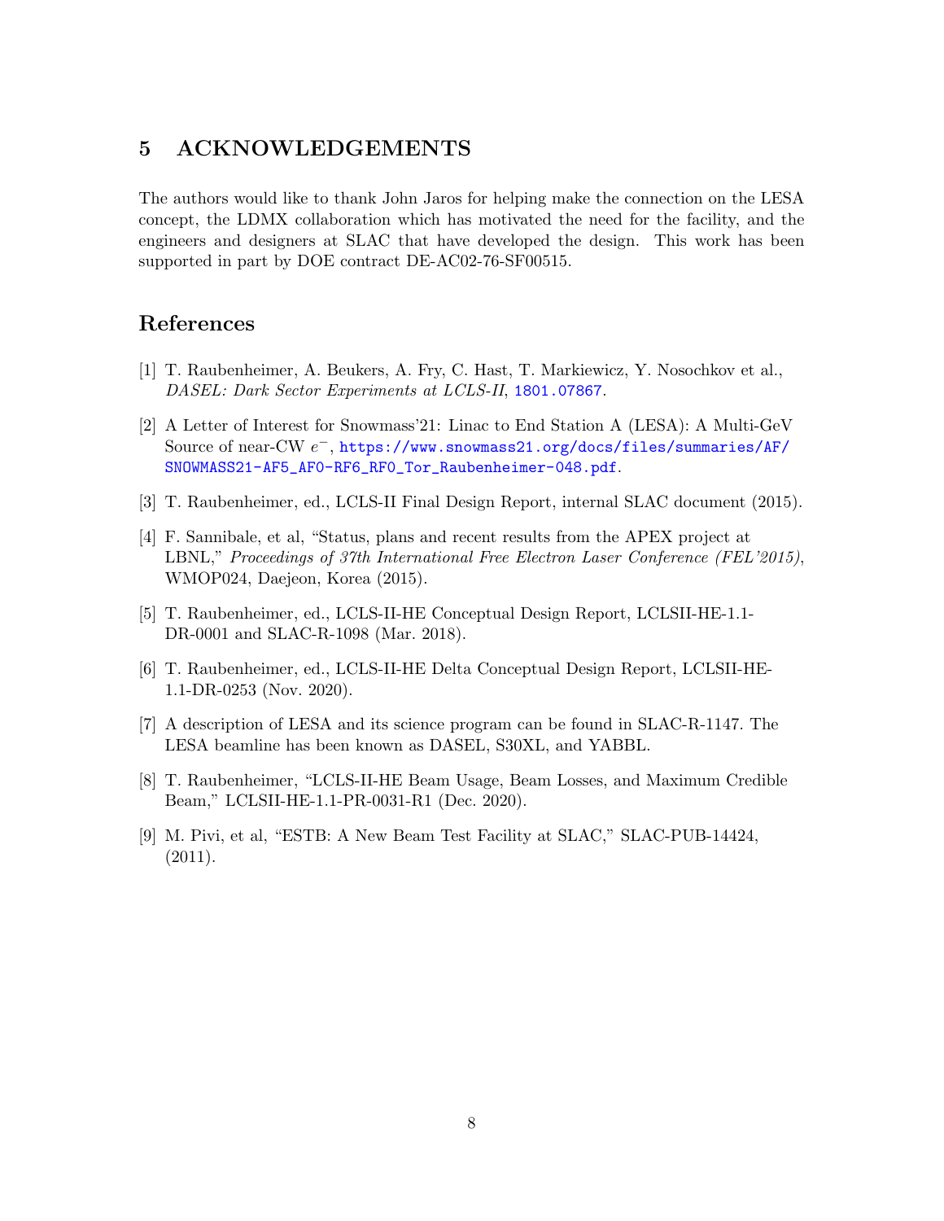## 5 ACKNOWLEDGEMENTS

The authors would like to thank John Jaros for helping make the connection on the LESA concept, the LDMX collaboration which has motivated the need for the facility, and the engineers and designers at SLAC that have developed the design. This work has been supported in part by DOE contract DE-AC02-76-SF00515.

## References

[1] T. Raubenheimer, A. Beukers, A. Fry, C. Hast, T. Markiewicz, Y. Nosochkov et al., *DASEL: Dark Sector Experiments at LCLS-II*, 1801.07867.

[2] A Letter of Interest for Snowmass'21: Linac to End Station A (LESA): A Multi-GeV Source of near-CW $e^-$, https://www.snowmass21.org/docs/files/summaries/AF/SNOWMASS21-AF5_AF0-RF6_RF0_Tor_Raubenheimer-048.pdf.

[3] T. Raubenheimer, ed., LCLS-II Final Design Report, internal SLAC document (2015).

[4] F. Sannibale, et al, "Status, plans and recent results from the APEX project at LBNL," *Proceedings of 37th International Free Electron Laser Conference (FEL'2015)*, WMOP024, Daejeon, Korea (2015).

[5] T. Raubenheimer, ed., LCLS-II-HE Conceptual Design Report, LCLSII-HE-1.1-DR-0001 and SLAC-R-1098 (Mar. 2018).

[6] T. Raubenheimer, ed., LCLS-II-HE Delta Conceptual Design Report, LCLSII-HE-1.1-DR-0253 (Nov. 2020).

[7] A description of LESA and its science program can be found in SLAC-R-1147. The LESA beamline has been known as DASEL, S30XL, and YABBL.

[8] T. Raubenheimer, "LCLS-II-HE Beam Usage, Beam Losses, and Maximum Credible Beam," LCLSII-HE-1.1-PR-0031-R1 (Dec. 2020).

[9] M. Pivi, et al, "ESTB: A New Beam Test Facility at SLAC," SLAC-PUB-14424, (2011).